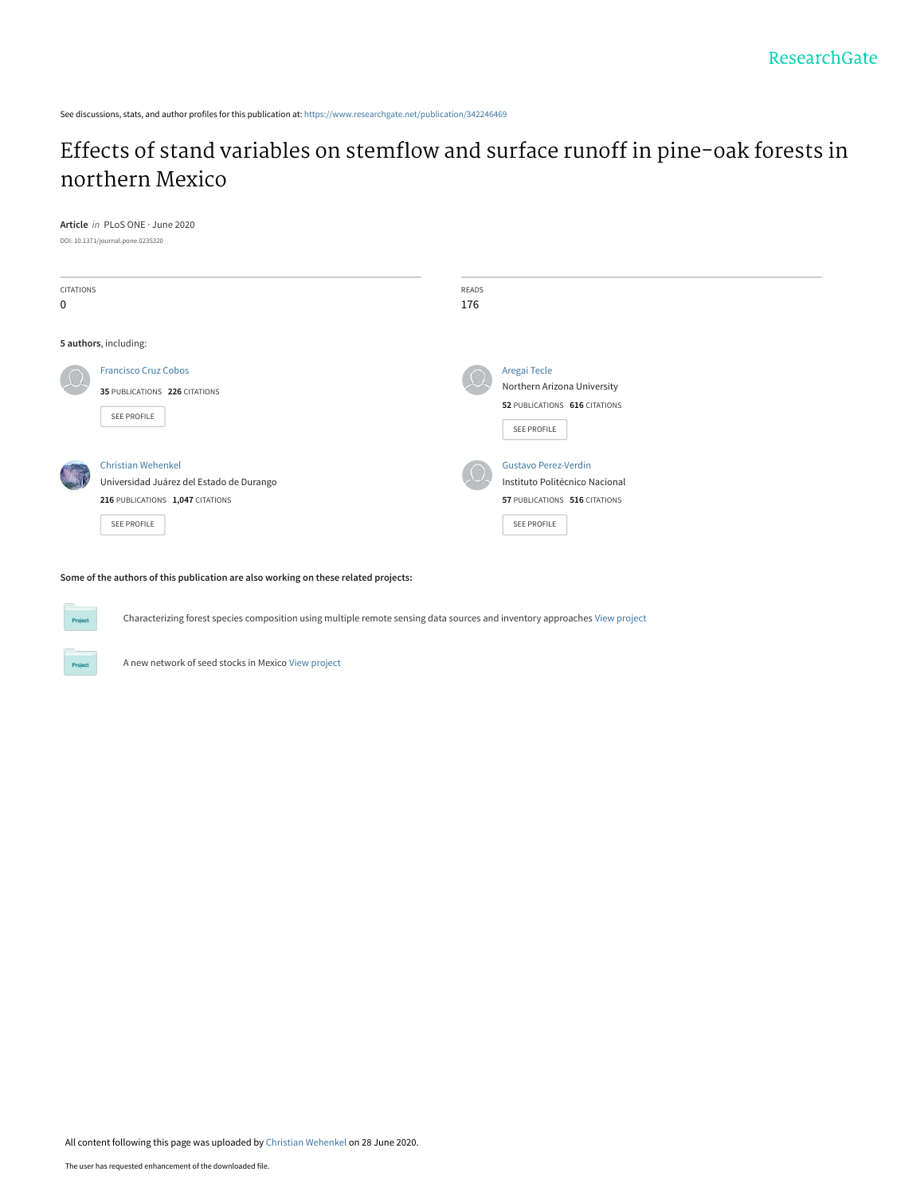ResearchGate

See discussions, stats, and author profiles for this publication at: https://www.researchgate.net/publication/342246469

# Effects of stand variables on stemflow and surface runoff in pine-oak forests in northern Mexico

**Article** *in* PLoS ONE · June 2020

DOI: 10.1371/journal.pone.0235320

| CITATIONS | READS |
| --- | --- |
| 0 | 176 |

**5 authors**, including:

Francisco Cruz Cobos
**35** PUBLICATIONS **226** CITATIONS
SEE PROFILE

Aregai Tecle
Northern Arizona University
**52** PUBLICATIONS **616** CITATIONS
SEE PROFILE

Christian Wehenkel
Universidad Juárez del Estado de Durango
**216** PUBLICATIONS **1,047** CITATIONS
SEE PROFILE

Gustavo Perez-Verdin
Instituto Politécnico Nacional
**57** PUBLICATIONS **516** CITATIONS
SEE PROFILE

**Some of the authors of this publication are also working on these related projects:**

Project: Characterizing forest species composition using multiple remote sensing data sources and inventory approaches View project

Project: A new network of seed stocks in Mexico View project

All content following this page was uploaded by Christian Wehenkel on 28 June 2020.

The user has requested enhancement of the downloaded file.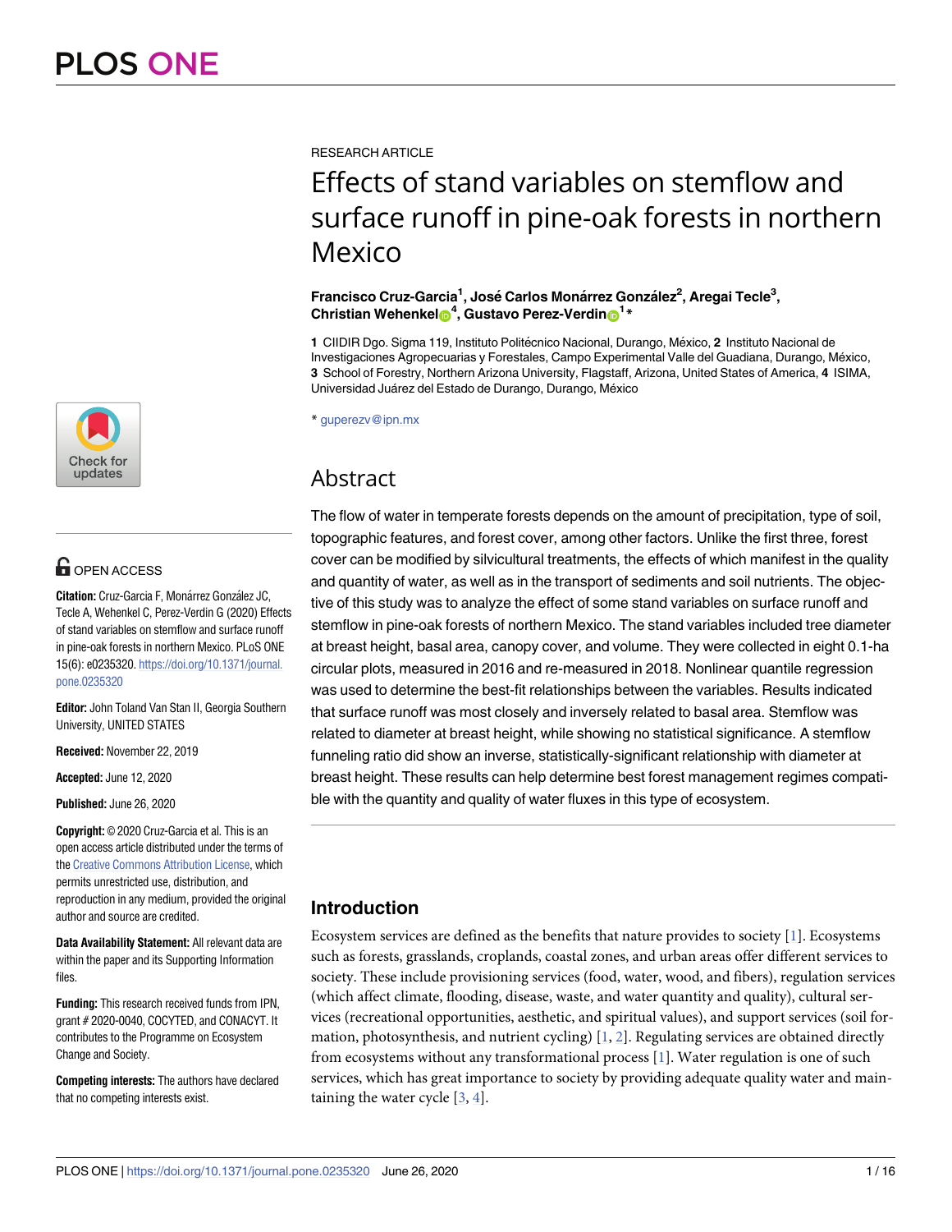RESEARCH ARTICLE

# Effects of stand variables on stemflow and surface runoff in pine-oak forests in northern Mexico

**Francisco Cruz-Garcia[1], José Carlos Monárrez González[2], Aregai Tecle[3], Christian Wehenkel[4], Gustavo Perez-Verdin[1]***

**1** CIIDIR Dgo. Sigma 119, Instituto Politécnico Nacional, Durango, México, **2** Instituto Nacional de Investigaciones Agropecuarias y Forestales, Campo Experimental Valle del Guadiana, Durango, México, **3** School of Forestry, Northern Arizona University, Flagstaff, Arizona, United States of America, **4** ISIMA, Universidad Juárez del Estado de Durango, Durango, México

* guperezv@ipn.mx

OPEN ACCESS

**Citation:** Cruz-Garcia F, Monárrez González JC, Tecle A, Wehenkel C, Perez-Verdin G (2020) Effects of stand variables on stemflow and surface runoff in pine-oak forests in northern Mexico. PLoS ONE 15(6): e0235320. https://doi.org/10.1371/journal.pone.0235320

**Editor:** John Toland Van Stan II, Georgia Southern University, UNITED STATES

**Received:** November 22, 2019

**Accepted:** June 12, 2020

**Published:** June 26, 2020

**Copyright:** © 2020 Cruz-Garcia et al. This is an open access article distributed under the terms of the Creative Commons Attribution License, which permits unrestricted use, distribution, and reproduction in any medium, provided the original author and source are credited.

**Data Availability Statement:** All relevant data are within the paper and its Supporting Information files.

**Funding:** This research received funds from IPN, grant # 2020-0040, COCYTED, and CONACYT. It contributes to the Programme on Ecosystem Change and Society.

**Competing interests:** The authors have declared that no competing interests exist.

## Abstract

The flow of water in temperate forests depends on the amount of precipitation, type of soil, topographic features, and forest cover, among other factors. Unlike the first three, forest cover can be modified by silvicultural treatments, the effects of which manifest in the quality and quantity of water, as well as in the transport of sediments and soil nutrients. The objective of this study was to analyze the effect of some stand variables on surface runoff and stemflow in pine-oak forests of northern Mexico. The stand variables included tree diameter at breast height, basal area, canopy cover, and volume. They were collected in eight 0.1-ha circular plots, measured in 2016 and re-measured in 2018. Nonlinear quantile regression was used to determine the best-fit relationships between the variables. Results indicated that surface runoff was most closely and inversely related to basal area. Stemflow was related to diameter at breast height, while showing no statistical significance. A stemflow funneling ratio did show an inverse, statistically-significant relationship with diameter at breast height. These results can help determine best forest management regimes compatible with the quantity and quality of water fluxes in this type of ecosystem.

## Introduction

Ecosystem services are defined as the benefits that nature provides to society [1]. Ecosystems such as forests, grasslands, croplands, coastal zones, and urban areas offer different services to society. These include provisioning services (food, water, wood, and fibers), regulation services (which affect climate, flooding, disease, waste, and water quantity and quality), cultural services (recreational opportunities, aesthetic, and spiritual values), and support services (soil formation, photosynthesis, and nutrient cycling) [1, 2]. Regulating services are obtained directly from ecosystems without any transformational process [1]. Water regulation is one of such services, which has great importance to society by providing adequate quality water and maintaining the water cycle [3, 4].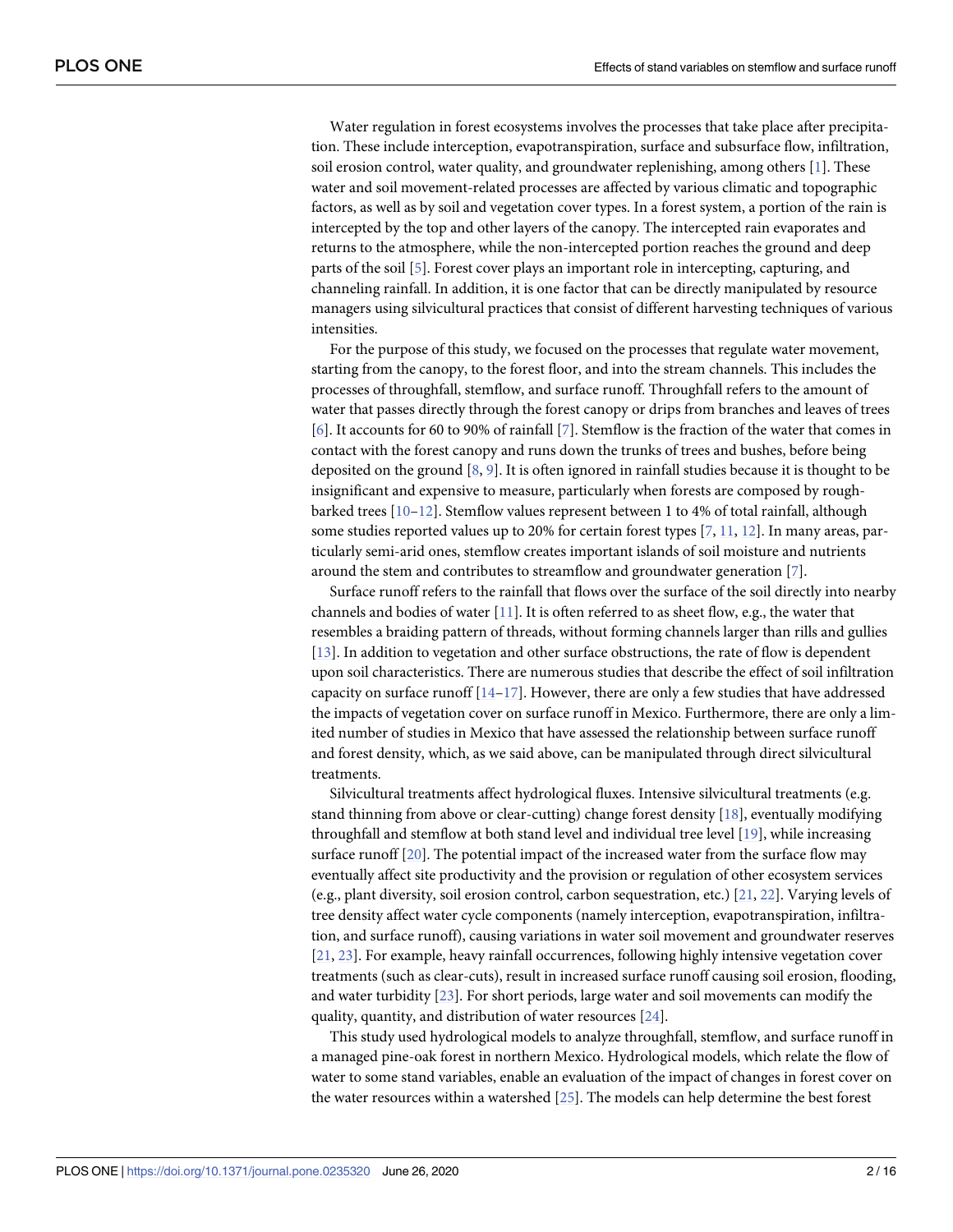Water regulation in forest ecosystems involves the processes that take place after precipitation. These include interception, evapotranspiration, surface and subsurface flow, infiltration, soil erosion control, water quality, and groundwater replenishing, among others [1]. These water and soil movement-related processes are affected by various climatic and topographic factors, as well as by soil and vegetation cover types. In a forest system, a portion of the rain is intercepted by the top and other layers of the canopy. The intercepted rain evaporates and returns to the atmosphere, while the non-intercepted portion reaches the ground and deep parts of the soil [5]. Forest cover plays an important role in intercepting, capturing, and channeling rainfall. In addition, it is one factor that can be directly manipulated by resource managers using silvicultural practices that consist of different harvesting techniques of various intensities.

For the purpose of this study, we focused on the processes that regulate water movement, starting from the canopy, to the forest floor, and into the stream channels. This includes the processes of throughfall, stemflow, and surface runoff. Throughfall refers to the amount of water that passes directly through the forest canopy or drips from branches and leaves of trees [6]. It accounts for 60 to 90% of rainfall [7]. Stemflow is the fraction of the water that comes in contact with the forest canopy and runs down the trunks of trees and bushes, before being deposited on the ground [8, 9]. It is often ignored in rainfall studies because it is thought to be insignificant and expensive to measure, particularly when forests are composed by rough-barked trees [10–12]. Stemflow values represent between 1 to 4% of total rainfall, although some studies reported values up to 20% for certain forest types [7, 11, 12]. In many areas, particularly semi-arid ones, stemflow creates important islands of soil moisture and nutrients around the stem and contributes to streamflow and groundwater generation [7].

Surface runoff refers to the rainfall that flows over the surface of the soil directly into nearby channels and bodies of water [11]. It is often referred to as sheet flow, e.g., the water that resembles a braiding pattern of threads, without forming channels larger than rills and gullies [13]. In addition to vegetation and other surface obstructions, the rate of flow is dependent upon soil characteristics. There are numerous studies that describe the effect of soil infiltration capacity on surface runoff [14–17]. However, there are only a few studies that have addressed the impacts of vegetation cover on surface runoff in Mexico. Furthermore, there are only a limited number of studies in Mexico that have assessed the relationship between surface runoff and forest density, which, as we said above, can be manipulated through direct silvicultural treatments.

Silvicultural treatments affect hydrological fluxes. Intensive silvicultural treatments (e.g. stand thinning from above or clear-cutting) change forest density [18], eventually modifying throughfall and stemflow at both stand level and individual tree level [19], while increasing surface runoff [20]. The potential impact of the increased water from the surface flow may eventually affect site productivity and the provision or regulation of other ecosystem services (e.g., plant diversity, soil erosion control, carbon sequestration, etc.) [21, 22]. Varying levels of tree density affect water cycle components (namely interception, evapotranspiration, infiltration, and surface runoff), causing variations in water soil movement and groundwater reserves [21, 23]. For example, heavy rainfall occurrences, following highly intensive vegetation cover treatments (such as clear-cuts), result in increased surface runoff causing soil erosion, flooding, and water turbidity [23]. For short periods, large water and soil movements can modify the quality, quantity, and distribution of water resources [24].

This study used hydrological models to analyze throughfall, stemflow, and surface runoff in a managed pine-oak forest in northern Mexico. Hydrological models, which relate the flow of water to some stand variables, enable an evaluation of the impact of changes in forest cover on the water resources within a watershed [25]. The models can help determine the best forest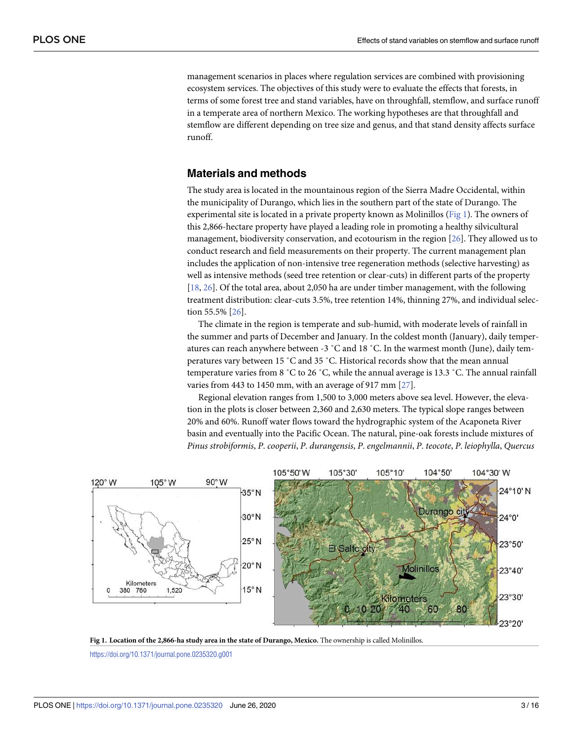management scenarios in places where regulation services are combined with provisioning ecosystem services. The objectives of this study were to evaluate the effects that forests, in terms of some forest tree and stand variables, have on throughfall, stemflow, and surface runoff in a temperate area of northern Mexico. The working hypotheses are that throughfall and stemflow are different depending on tree size and genus, and that stand density affects surface runoff.

## Materials and methods

The study area is located in the mountainous region of the Sierra Madre Occidental, within the municipality of Durango, which lies in the southern part of the state of Durango. The experimental site is located in a private property known as Molinillos (Fig 1). The owners of this 2,866-hectare property have played a leading role in promoting a healthy silvicultural management, biodiversity conservation, and ecotourism in the region [26]. They allowed us to conduct research and field measurements on their property. The current management plan includes the application of non-intensive tree regeneration methods (selective harvesting) as well as intensive methods (seed tree retention or clear-cuts) in different parts of the property [18, 26]. Of the total area, about 2,050 ha are under timber management, with the following treatment distribution: clear-cuts 3.5%, tree retention 14%, thinning 27%, and individual selection 55.5% [26].

The climate in the region is temperate and sub-humid, with moderate levels of rainfall in the summer and parts of December and January. In the coldest month (January), daily temperatures can reach anywhere between -3 ˚C and 18 ˚C. In the warmest month (June), daily temperatures vary between 15 ˚C and 35 ˚C. Historical records show that the mean annual temperature varies from 8 ˚C to 26 ˚C, while the annual average is 13.3 ˚C. The annual rainfall varies from 443 to 1450 mm, with an average of 917 mm [27].

Regional elevation ranges from 1,500 to 3,000 meters above sea level. However, the elevation in the plots is closer between 2,360 and 2,630 meters. The typical slope ranges between 20% and 60%. Runoff water flows toward the hydrographic system of the Acaponeta River basin and eventually into the Pacific Ocean. The natural, pine-oak forests include mixtures of *Pinus strobiformis*, *P. cooperii*, *P. durangensis*, *P. engelmannii*, *P. teocote*, *P. leiophylla*, *Quercus*

**Fig 1. Location of the 2,866-ha study area in the state of Durango, Mexico.** The ownership is called Molinillos.

https://doi.org/10.1371/journal.pone.0235320.g001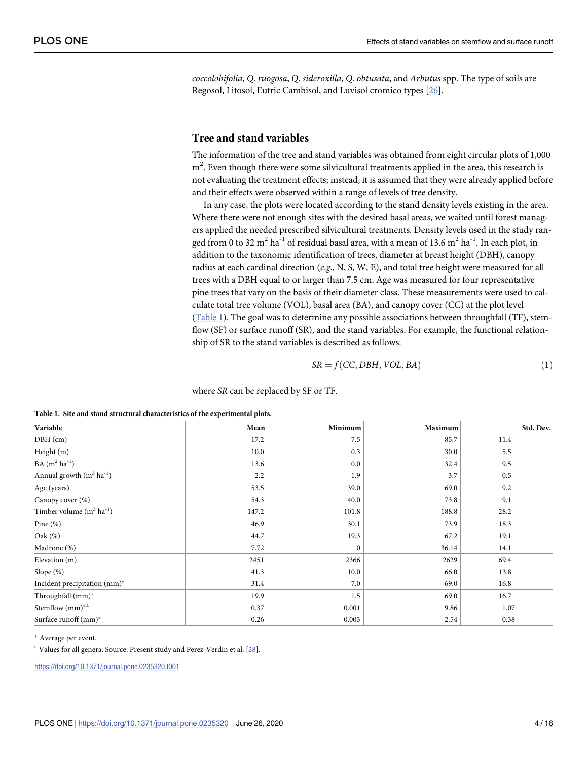*coccolobifolia*, *Q. ruogosa*, *Q. sideroxilla*, *Q. obtusata*, and *Arbutus* spp. The type of soils are Regosol, Litosol, Eutric Cambisol, and Luvisol cromico types [26].

## Tree and stand variables

The information of the tree and stand variables was obtained from eight circular plots of 1,000 $m^2$. Even though there were some silvicultural treatments applied in the area, this research is not evaluating the treatment effects; instead, it is assumed that they were already applied before and their effects were observed within a range of levels of tree density.

In any case, the plots were located according to the stand density levels existing in the area. Where there were not enough sites with the desired basal areas, we waited until forest managers applied the needed prescribed silvicultural treatments. Density levels used in the study ranged from 0 to 32 $m^2\ ha^{-1}$ of residual basal area, with a mean of 13.6 $m^2\ ha^{-1}$. In each plot, in addition to the taxonomic identification of trees, diameter at breast height (DBH), canopy radius at each cardinal direction (*e.g.*, N, S, W, E), and total tree height were measured for all trees with a DBH equal to or larger than 7.5 cm. Age was measured for four representative pine trees that vary on the basis of their diameter class. These measurements were used to calculate total tree volume (VOL), basal area (BA), and canopy cover (CC) at the plot level (Table 1). The goal was to determine any possible associations between throughfall (TF), stemflow (SF) or surface runoff (SR), and the stand variables. For example, the functional relationship of SR to the stand variables is described as follows:

$$SR = f(CC, DBH, VOL, BA) \tag{1}$$

where *SR* can be replaced by SF or TF.

**Table 1. Site and stand structural characteristics of the experimental plots.**

| Variable | Mean | Minimum | Maximum | Std. Dev. |
|---|---|---|---|---|
| DBH (cm) | 17.2 | 7.5 | 85.7 | 11.4 |
| Height (m) | 10.0 | 0.3 | 30.0 | 5.5 |
| BA ($m^2\ ha^{-1}$) | 13.6 | 0.0 | 32.4 | 9.5 |
| Annual growth ($m^3\ ha^{-1}$) | 2.2 | 1.9 | 3.7 | 0.5 |
| Age (years) | 53.5 | 39.0 | 69.0 | 9.2 |
| Canopy cover (%) | 54.3 | 40.0 | 73.8 | 9.1 |
| Timber volume ($m^3\ ha^{-1}$) | 147.2 | 101.8 | 188.8 | 28.2 |
| Pine (%) | 46.9 | 30.1 | 73.9 | 18.3 |
| Oak (%) | 44.7 | 19.3 | 67.2 | 19.1 |
| Madrone (%) | 7.72 | 0 | 36.14 | 14.1 |
| Elevation (m) | 2451 | 2366 | 2629 | 69.4 |
| Slope (%) | 41.3 | 10.0 | 66.0 | 13.8 |
| Incident precipitation (mm)* | 31.4 | 7.0 | 69.0 | 16.8 |
| Throughfall (mm)* | 19.9 | 1.5 | 69.0 | 16.7 |
| Stemflow (mm)*[a] | 0.37 | 0.001 | 9.86 | 1.07 |
| Surface runoff (mm)* | 0.26 | 0.003 | 2.54 | 0.38 |

* Average per event.

[a] Values for all genera. Source: Present study and Perez-Verdin et al. [28].

https://doi.org/10.1371/journal.pone.0235320.t001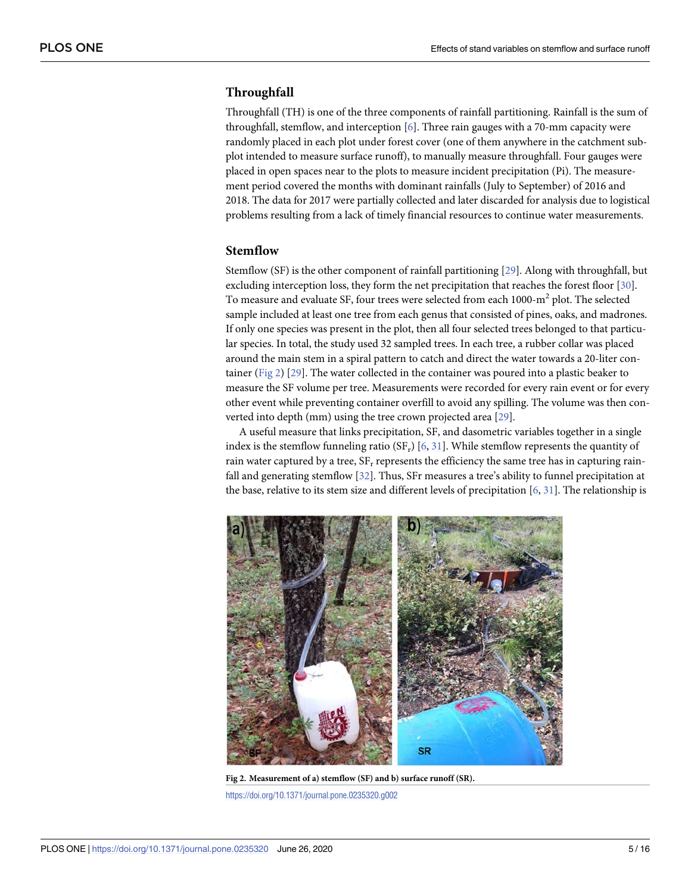## Throughfall

Throughfall (TH) is one of the three components of rainfall partitioning. Rainfall is the sum of throughfall, stemflow, and interception [6]. Three rain gauges with a 70-mm capacity were randomly placed in each plot under forest cover (one of them anywhere in the catchment sub-plot intended to measure surface runoff), to manually measure throughfall. Four gauges were placed in open spaces near to the plots to measure incident precipitation (Pi). The measurement period covered the months with dominant rainfalls (July to September) of 2016 and 2018. The data for 2017 were partially collected and later discarded for analysis due to logistical problems resulting from a lack of timely financial resources to continue water measurements.

## Stemflow

Stemflow (SF) is the other component of rainfall partitioning [29]. Along with throughfall, but excluding interception loss, they form the net precipitation that reaches the forest floor [30]. To measure and evaluate SF, four trees were selected from each 1000-m$^2$ plot. The selected sample included at least one tree from each genus that consisted of pines, oaks, and madrones. If only one species was present in the plot, then all four selected trees belonged to that particular species. In total, the study used 32 sampled trees. In each tree, a rubber collar was placed around the main stem in a spiral pattern to catch and direct the water towards a 20-liter container (Fig 2) [29]. The water collected in the container was poured into a plastic beaker to measure the SF volume per tree. Measurements were recorded for every rain event or for every other event while preventing container overfill to avoid any spilling. The volume was then converted into depth (mm) using the tree crown projected area [29].

A useful measure that links precipitation, SF, and dasometric variables together in a single index is the stemflow funneling ratio ($SF_r$) [6, 31]. While stemflow represents the quantity of rain water captured by a tree, $SF_r$ represents the efficiency the same tree has in capturing rainfall and generating stemflow [32]. Thus, SFr measures a tree's ability to funnel precipitation at the base, relative to its stem size and different levels of precipitation [6, 31]. The relationship is

**Fig 2. Measurement of a) stemflow (SF) and b) surface runoff (SR).**

https://doi.org/10.1371/journal.pone.0235320.g002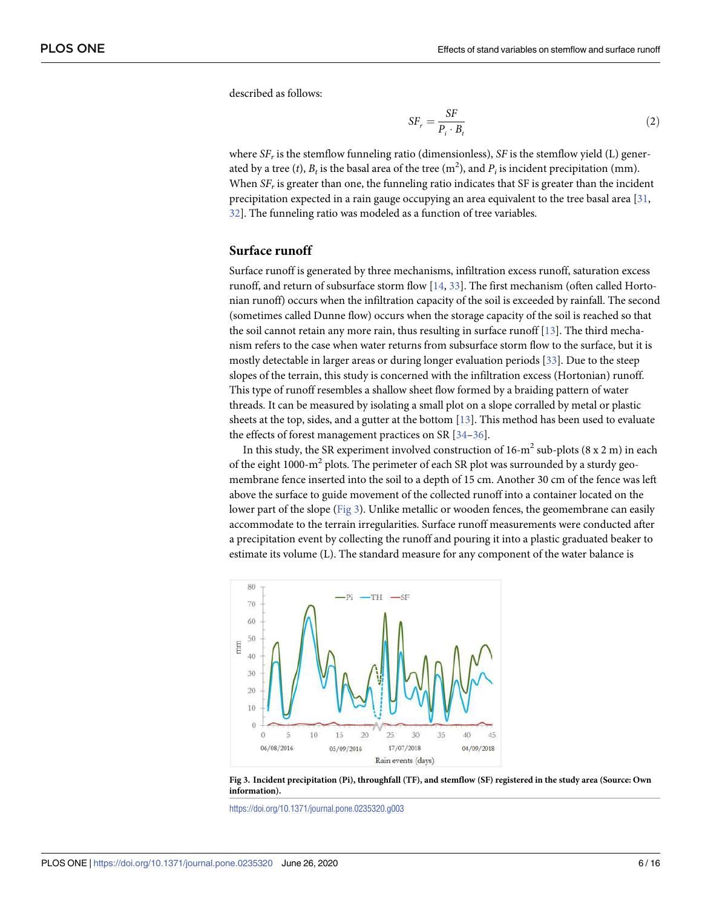described as follows:

$$SF_r = \frac{SF}{P_i \cdot B_t} \quad (2)$$

where $SF_r$ is the stemflow funneling ratio (dimensionless), $SF$ is the stemflow yield (L) generated by a tree ($t$), $B_t$ is the basal area of the tree ($m^2$), and $P_i$ is incident precipitation (mm). When $SF_r$ is greater than one, the funneling ratio indicates that SF is greater than the incident precipitation expected in a rain gauge occupying an area equivalent to the tree basal area [31, 32]. The funneling ratio was modeled as a function of tree variables.

## Surface runoff

Surface runoff is generated by three mechanisms, infiltration excess runoff, saturation excess runoff, and return of subsurface storm flow [14, 33]. The first mechanism (often called Hortonian runoff) occurs when the infiltration capacity of the soil is exceeded by rainfall. The second (sometimes called Dunne flow) occurs when the storage capacity of the soil is reached so that the soil cannot retain any more rain, thus resulting in surface runoff [13]. The third mechanism refers to the case when water returns from subsurface storm flow to the surface, but it is mostly detectable in larger areas or during longer evaluation periods [33]. Due to the steep slopes of the terrain, this study is concerned with the infiltration excess (Hortonian) runoff. This type of runoff resembles a shallow sheet flow formed by a braiding pattern of water threads. It can be measured by isolating a small plot on a slope corralled by metal or plastic sheets at the top, sides, and a gutter at the bottom [13]. This method has been used to evaluate the effects of forest management practices on SR [34–36].

In this study, the SR experiment involved construction of 16-$m^2$ sub-plots (8 x 2 m) in each of the eight 1000-$m^2$ plots. The perimeter of each SR plot was surrounded by a sturdy geomembrane fence inserted into the soil to a depth of 15 cm. Another 30 cm of the fence was left above the surface to guide movement of the collected runoff into a container located on the lower part of the slope (Fig 3). Unlike metallic or wooden fences, the geomembrane can easily accommodate to the terrain irregularities. Surface runoff measurements were conducted after a precipitation event by collecting the runoff and pouring it into a plastic graduated beaker to estimate its volume (L). The standard measure for any component of the water balance is

**Fig 3. Incident precipitation (Pi), throughfall (TF), and stemflow (SF) registered in the study area (Source: Own information).**

https://doi.org/10.1371/journal.pone.0235320.g003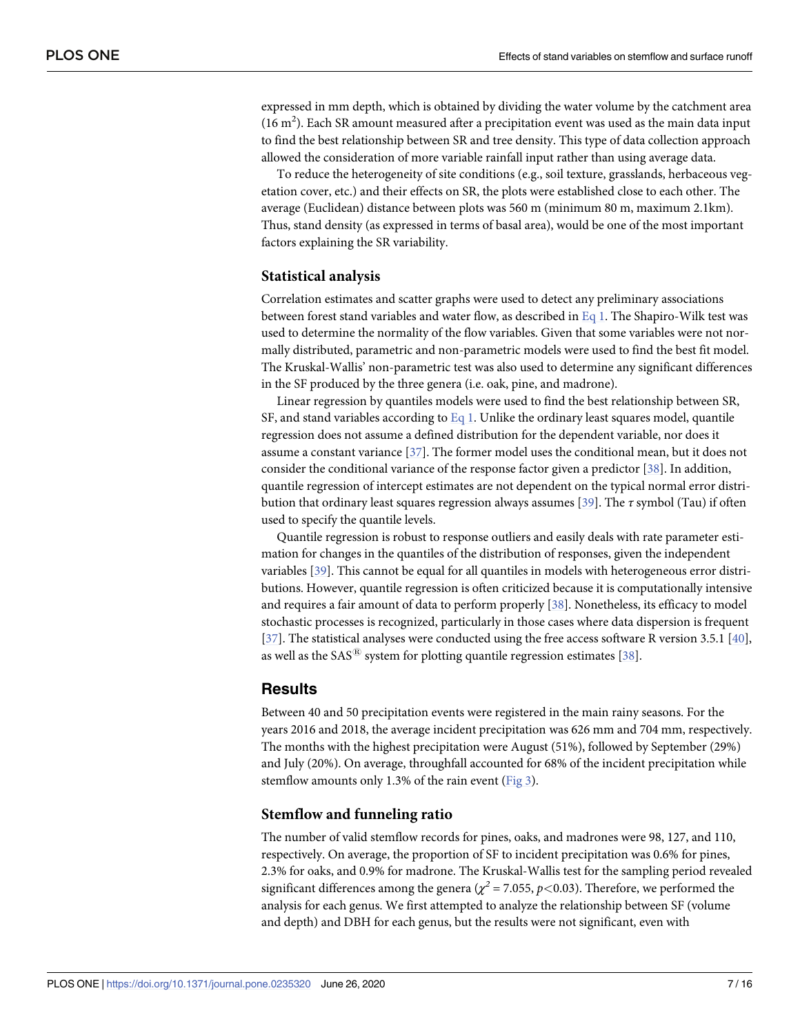expressed in mm depth, which is obtained by dividing the water volume by the catchment area (16 $m^2$). Each SR amount measured after a precipitation event was used as the main data input to find the best relationship between SR and tree density. This type of data collection approach allowed the consideration of more variable rainfall input rather than using average data.

To reduce the heterogeneity of site conditions (e.g., soil texture, grasslands, herbaceous vegetation cover, etc.) and their effects on SR, the plots were established close to each other. The average (Euclidean) distance between plots was 560 m (minimum 80 m, maximum 2.1km). Thus, stand density (as expressed in terms of basal area), would be one of the most important factors explaining the SR variability.

### Statistical analysis

Correlation estimates and scatter graphs were used to detect any preliminary associations between forest stand variables and water flow, as described in Eq 1. The Shapiro-Wilk test was used to determine the normality of the flow variables. Given that some variables were not normally distributed, parametric and non-parametric models were used to find the best fit model. The Kruskal-Wallis' non-parametric test was also used to determine any significant differences in the SF produced by the three genera (i.e. oak, pine, and madrone).

Linear regression by quantiles models were used to find the best relationship between SR, SF, and stand variables according to Eq 1. Unlike the ordinary least squares model, quantile regression does not assume a defined distribution for the dependent variable, nor does it assume a constant variance [37]. The former model uses the conditional mean, but it does not consider the conditional variance of the response factor given a predictor [38]. In addition, quantile regression of intercept estimates are not dependent on the typical normal error distribution that ordinary least squares regression always assumes [39]. The $\tau$ symbol (Tau) if often used to specify the quantile levels.

Quantile regression is robust to response outliers and easily deals with rate parameter estimation for changes in the quantiles of the distribution of responses, given the independent variables [39]. This cannot be equal for all quantiles in models with heterogeneous error distributions. However, quantile regression is often criticized because it is computationally intensive and requires a fair amount of data to perform properly [38]. Nonetheless, its efficacy to model stochastic processes is recognized, particularly in those cases where data dispersion is frequent [37]. The statistical analyses were conducted using the free access software R version 3.5.1 [40], as well as the SAS® system for plotting quantile regression estimates [38].

## Results

Between 40 and 50 precipitation events were registered in the main rainy seasons. For the years 2016 and 2018, the average incident precipitation was 626 mm and 704 mm, respectively. The months with the highest precipitation were August (51%), followed by September (29%) and July (20%). On average, throughfall accounted for 68% of the incident precipitation while stemflow amounts only 1.3% of the rain event (Fig 3).

### Stemflow and funneling ratio

The number of valid stemflow records for pines, oaks, and madrones were 98, 127, and 110, respectively. On average, the proportion of SF to incident precipitation was 0.6% for pines, 2.3% for oaks, and 0.9% for madrone. The Kruskal-Wallis test for the sampling period revealed significant differences among the genera ($\chi^2 = 7.055$, $p<0.03$). Therefore, we performed the analysis for each genus. We first attempted to analyze the relationship between SF (volume and depth) and DBH for each genus, but the results were not significant, even with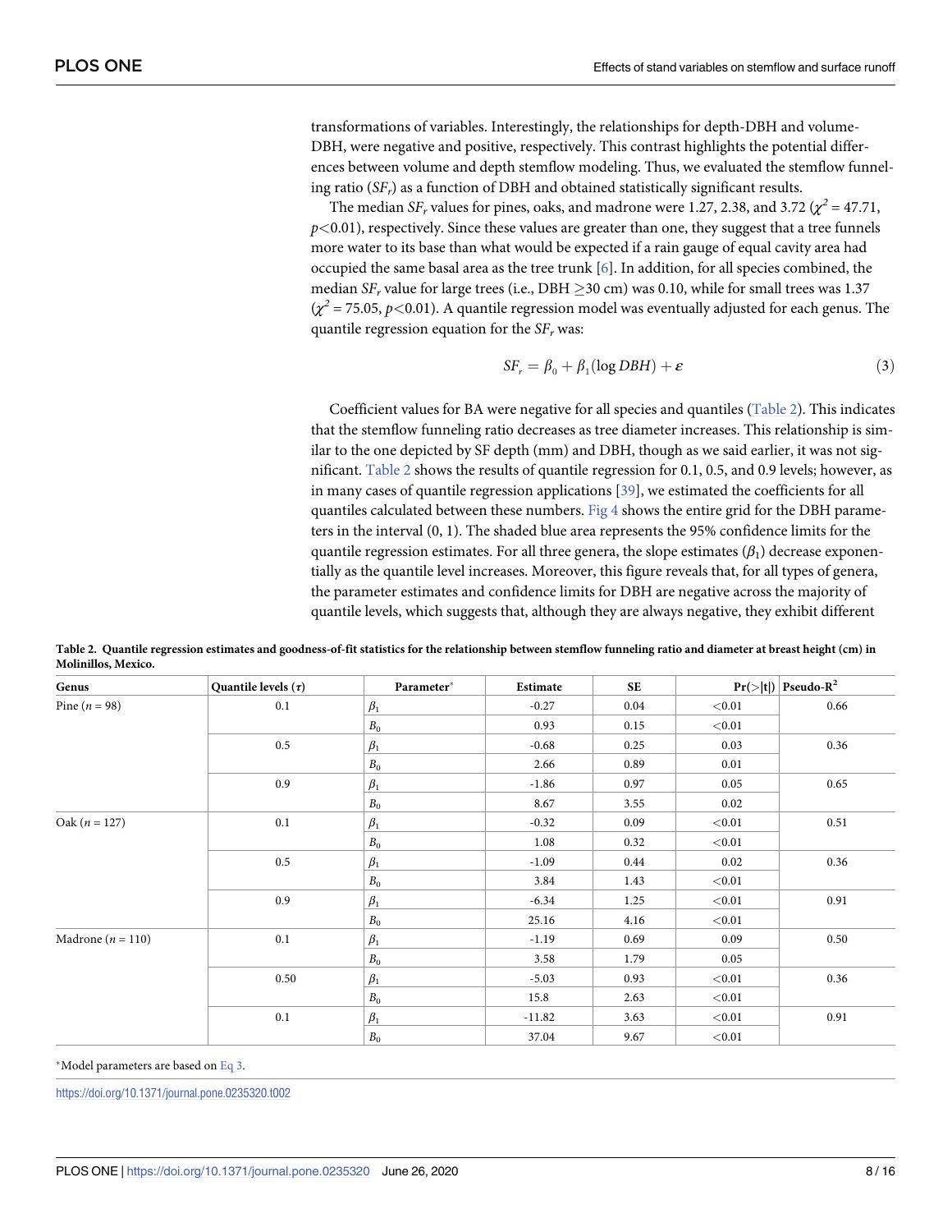transformations of variables. Interestingly, the relationships for depth-DBH and volume-DBH, were negative and positive, respectively. This contrast highlights the potential differences between volume and depth stemflow modeling. Thus, we evaluated the stemflow funneling ratio ($SF_r$) as a function of DBH and obtained statistically significant results.

The median $SF_r$ values for pines, oaks, and madrone were 1.27, 2.38, and 3.72 ($\chi^2$ = 47.71, $p<0.01$), respectively. Since these values are greater than one, they suggest that a tree funnels more water to its base than what would be expected if a rain gauge of equal cavity area had occupied the same basal area as the tree trunk [6]. In addition, for all species combined, the median $SF_r$ value for large trees (i.e., DBH $\geq$30 cm) was 0.10, while for small trees was 1.37 ($\chi^2$ = 75.05, $p<0.01$). A quantile regression model was eventually adjusted for each genus. The quantile regression equation for the $SF_r$ was:

$$SF_r = \beta_0 + \beta_1(\log DBH) + \varepsilon \tag{3}$$

Coefficient values for BA were negative for all species and quantiles (Table 2). This indicates that the stemflow funneling ratio decreases as tree diameter increases. This relationship is similar to the one depicted by SF depth (mm) and DBH, though as we said earlier, it was not significant. Table 2 shows the results of quantile regression for 0.1, 0.5, and 0.9 levels; however, as in many cases of quantile regression applications [39], we estimated the coefficients for all quantiles calculated between these numbers. Fig 4 shows the entire grid for the DBH parameters in the interval (0, 1). The shaded blue area represents the 95% confidence limits for the quantile regression estimates. For all three genera, the slope estimates ($\beta_1$) decrease exponentially as the quantile level increases. Moreover, this figure reveals that, for all types of genera, the parameter estimates and confidence limits for DBH are negative across the majority of quantile levels, which suggests that, although they are always negative, they exhibit different

**Table 2. Quantile regression estimates and goodness-of-fit statistics for the relationship between stemflow funneling ratio and diameter at breast height (cm) in Molinillos, Mexico.**

| Genus | Quantile levels ($\tau$) | Parameter* | Estimate | SE | Pr(>\|t\|) | Pseudo-$R^2$ |
|---|---|---|---|---|---|---|
| Pine ($n$ = 98) | 0.1 | $\beta_1$ | -0.27 | 0.04 | <0.01 | 0.66 |
| | | $B_0$ | 0.93 | 0.15 | <0.01 | |
| | 0.5 | $\beta_1$ | -0.68 | 0.25 | 0.03 | 0.36 |
| | | $B_0$ | 2.66 | 0.89 | 0.01 | |
| | 0.9 | $\beta_1$ | -1.86 | 0.97 | 0.05 | 0.65 |
| | | $B_0$ | 8.67 | 3.55 | 0.02 | |
| Oak ($n$ = 127) | 0.1 | $\beta_1$ | -0.32 | 0.09 | <0.01 | 0.51 |
| | | $B_0$ | 1.08 | 0.32 | <0.01 | |
| | 0.5 | $\beta_1$ | -1.09 | 0.44 | 0.02 | 0.36 |
| | | $B_0$ | 3.84 | 1.43 | <0.01 | |
| | 0.9 | $\beta_1$ | -6.34 | 1.25 | <0.01 | 0.91 |
| | | $B_0$ | 25.16 | 4.16 | <0.01 | |
| Madrone ($n$ = 110) | 0.1 | $\beta_1$ | -1.19 | 0.69 | 0.09 | 0.50 |
| | | $B_0$ | 3.58 | 1.79 | 0.05 | |
| | 0.50 | $\beta_1$ | -5.03 | 0.93 | <0.01 | 0.36 |
| | | $B_0$ | 15.8 | 2.63 | <0.01 | |
| | 0.1 | $\beta_1$ | -11.82 | 3.63 | <0.01 | 0.91 |
| | | $B_0$ | 37.04 | 9.67 | <0.01 | |

*Model parameters are based on Eq 3.

https://doi.org/10.1371/journal.pone.0235320.t002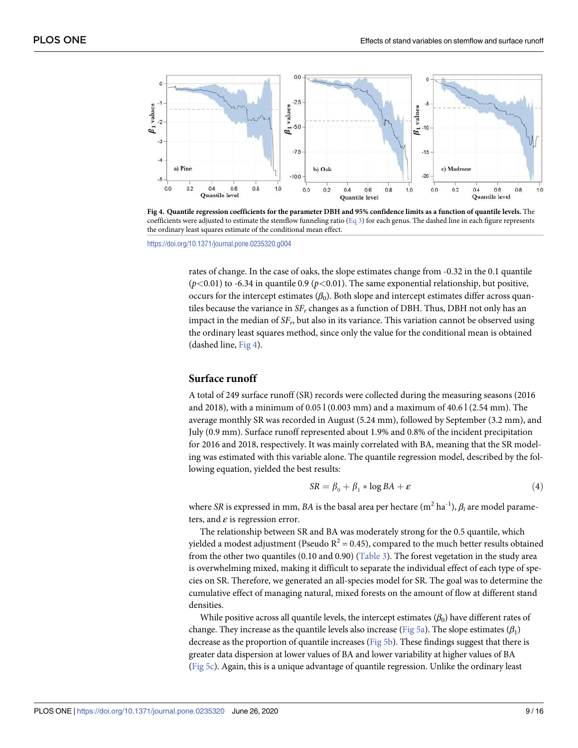Fig 4. Quantile regression coefficients for the parameter DBH and 95% confidence limits as a function of quantile levels. The coefficients were adjusted to estimate the stemflow funneling ratio (Eq 3) for each genus. The dashed line in each figure represents the ordinary least squares estimate of the conditional mean effect.

https://doi.org/10.1371/journal.pone.0235320.g004

rates of change. In the case of oaks, the slope estimates change from -0.32 in the 0.1 quantile ($p<0.01$) to -6.34 in quantile 0.9 ($p<0.01$). The same exponential relationship, but positive, occurs for the intercept estimates ($\beta_0$). Both slope and intercept estimates differ across quantiles because the variance in $SF_r$ changes as a function of DBH. Thus, DBH not only has an impact in the median of $SF_r$, but also in its variance. This variation cannot be observed using the ordinary least squares method, since only the value for the conditional mean is obtained (dashed line, Fig 4).

## Surface runoff

A total of 249 surface runoff (SR) records were collected during the measuring seasons (2016 and 2018), with a minimum of 0.05 l (0.003 mm) and a maximum of 40.6 l (2.54 mm). The average monthly SR was recorded in August (5.24 mm), followed by September (3.2 mm), and July (0.9 mm). Surface runoff represented about 1.9% and 0.8% of the incident precipitation for 2016 and 2018, respectively. It was mainly correlated with BA, meaning that the SR modeling was estimated with this variable alone. The quantile regression model, described by the following equation, yielded the best results:

$$SR = \beta_0 + \beta_1 * \log BA + \varepsilon \tag{4}$$

where $SR$ is expressed in mm, $BA$ is the basal area per hectare ($m^2\ ha^{-1}$), $\beta_i$ are model parameters, and $\varepsilon$ is regression error.

The relationship between SR and BA was moderately strong for the 0.5 quantile, which yielded a modest adjustment (Pseudo $R^2 = 0.45$), compared to the much better results obtained from the other two quantiles (0.10 and 0.90) (Table 3). The forest vegetation in the study area is overwhelming mixed, making it difficult to separate the individual effect of each type of species on SR. Therefore, we generated an all-species model for SR. The goal was to determine the cumulative effect of managing natural, mixed forests on the amount of flow at different stand densities.

While positive across all quantile levels, the intercept estimates ($\beta_0$) have different rates of change. They increase as the quantile levels also increase (Fig 5a). The slope estimates ($\beta_1$) decrease as the proportion of quantile increases (Fig 5b). These findings suggest that there is greater data dispersion at lower values of BA and lower variability at higher values of BA (Fig 5c). Again, this is a unique advantage of quantile regression. Unlike the ordinary least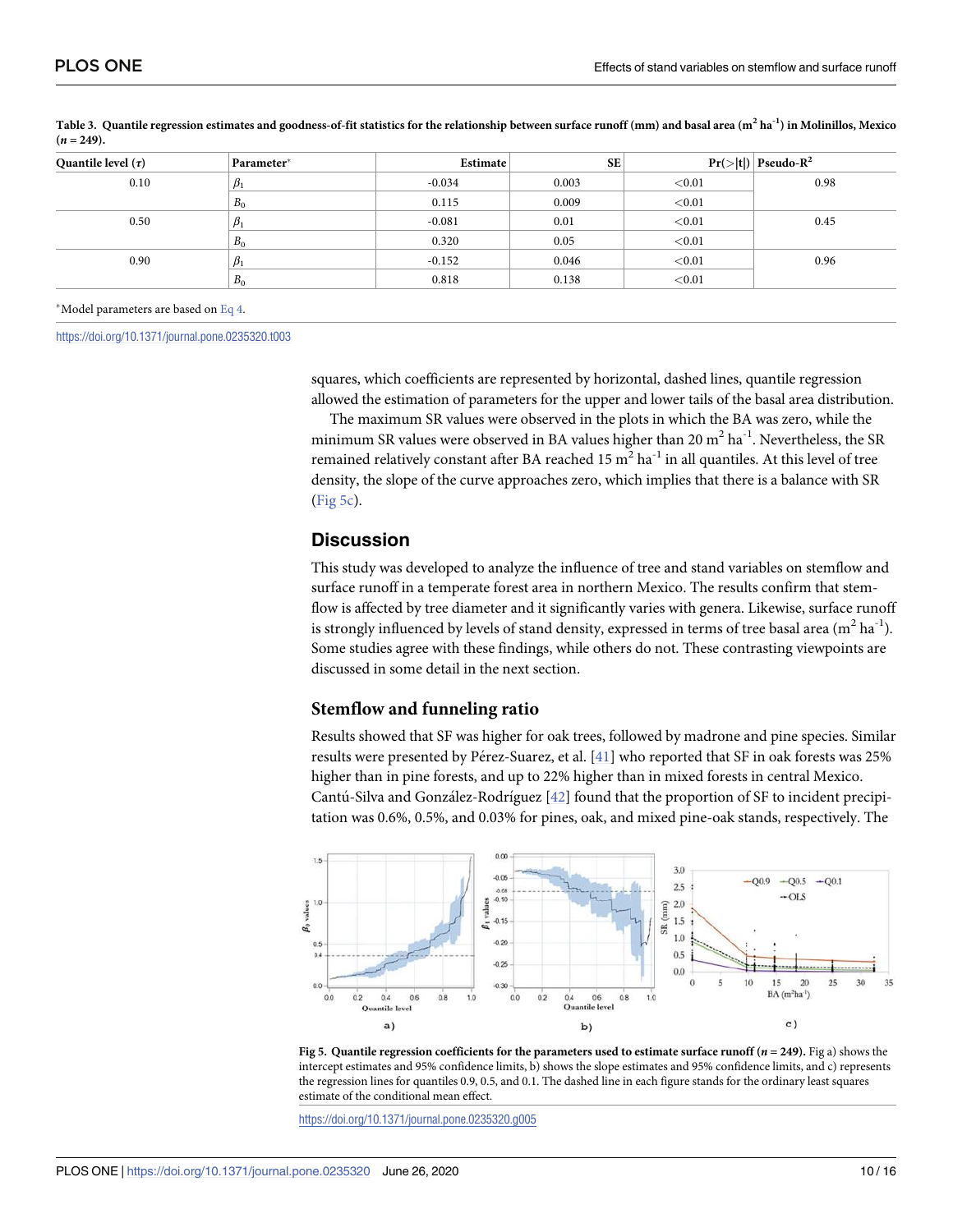**Table 3. Quantile regression estimates and goodness-of-fit statistics for the relationship between surface runoff (mm) and basal area ($m^2$ $ha^{-1}$) in Molinillos, Mexico ($n$ = 249).**

| Quantile level ($\tau$) | Parameter* | Estimate | SE | Pr(>\|t\|) | Pseudo-$R^2$ |
|---|---|---|---|---|---|
| 0.10 | $\beta_1$ | -0.034 | 0.003 | <0.01 | 0.98 |
| | $B_0$ | 0.115 | 0.009 | <0.01 | |
| 0.50 | $\beta_1$ | -0.081 | 0.01 | <0.01 | 0.45 |
| | $B_0$ | 0.320 | 0.05 | <0.01 | |
| 0.90 | $\beta_1$ | -0.152 | 0.046 | <0.01 | 0.96 |
| | $B_0$ | 0.818 | 0.138 | <0.01 | |

*Model parameters are based on Eq 4.

https://doi.org/10.1371/journal.pone.0235320.t003

squares, which coefficients are represented by horizontal, dashed lines, quantile regression allowed the estimation of parameters for the upper and lower tails of the basal area distribution.

The maximum SR values were observed in the plots in which the BA was zero, while the minimum SR values were observed in BA values higher than 20 $m^2$ $ha^{-1}$. Nevertheless, the SR remained relatively constant after BA reached 15 $m^2$ $ha^{-1}$ in all quantiles. At this level of tree density, the slope of the curve approaches zero, which implies that there is a balance with SR (Fig 5c).

## Discussion

This study was developed to analyze the influence of tree and stand variables on stemflow and surface runoff in a temperate forest area in northern Mexico. The results confirm that stemflow is affected by tree diameter and it significantly varies with genera. Likewise, surface runoff is strongly influenced by levels of stand density, expressed in terms of tree basal area ($m^2$ $ha^{-1}$). Some studies agree with these findings, while others do not. These contrasting viewpoints are discussed in some detail in the next section.

### Stemflow and funneling ratio

Results showed that SF was higher for oak trees, followed by madrone and pine species. Similar results were presented by Pérez-Suarez, et al. [41] who reported that SF in oak forests was 25% higher than in pine forests, and up to 22% higher than in mixed forests in central Mexico. Cantú-Silva and González-Rodríguez [42] found that the proportion of SF to incident precipitation was 0.6%, 0.5%, and 0.03% for pines, oak, and mixed pine-oak stands, respectively. The

**Fig 5. Quantile regression coefficients for the parameters used to estimate surface runoff ($n$ = 249).** Fig a) shows the intercept estimates and 95% confidence limits, b) shows the slope estimates and 95% confidence limits, and c) represents the regression lines for quantiles 0.9, 0.5, and 0.1. The dashed line in each figure stands for the ordinary least squares estimate of the conditional mean effect.

https://doi.org/10.1371/journal.pone.0235320.g005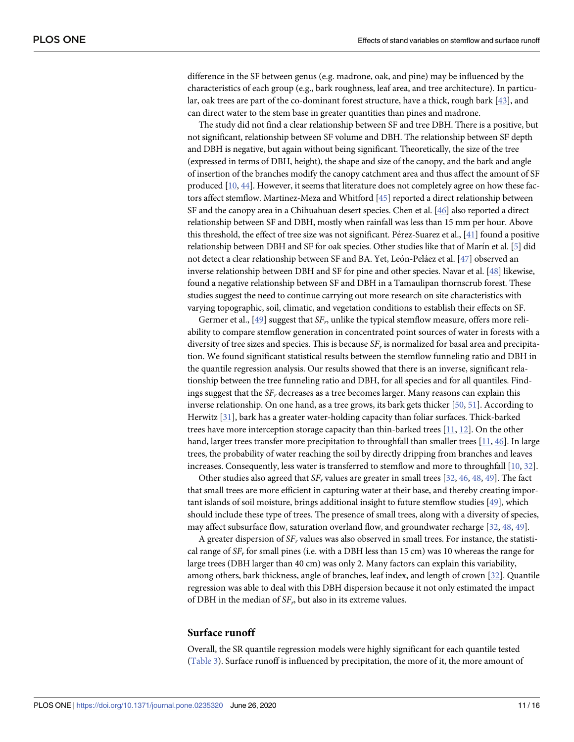difference in the SF between genus (e.g. madrone, oak, and pine) may be influenced by the characteristics of each group (e.g., bark roughness, leaf area, and tree architecture). In particular, oak trees are part of the co-dominant forest structure, have a thick, rough bark [43], and can direct water to the stem base in greater quantities than pines and madrone.

The study did not find a clear relationship between SF and tree DBH. There is a positive, but not significant, relationship between SF volume and DBH. The relationship between SF depth and DBH is negative, but again without being significant. Theoretically, the size of the tree (expressed in terms of DBH, height), the shape and size of the canopy, and the bark and angle of insertion of the branches modify the canopy catchment area and thus affect the amount of SF produced [10, 44]. However, it seems that literature does not completely agree on how these factors affect stemflow. Martinez-Meza and Whitford [45] reported a direct relationship between SF and the canopy area in a Chihuahuan desert species. Chen et al. [46] also reported a direct relationship between SF and DBH, mostly when rainfall was less than 15 mm per hour. Above this threshold, the effect of tree size was not significant. Pérez-Suarez et al., [41] found a positive relationship between DBH and SF for oak species. Other studies like that of Marín et al. [5] did not detect a clear relationship between SF and BA. Yet, León-Peláez et al. [47] observed an inverse relationship between DBH and SF for pine and other species. Navar et al. [48] likewise, found a negative relationship between SF and DBH in a Tamaulipan thornscrub forest. These studies suggest the need to continue carrying out more research on site characteristics with varying topographic, soil, climatic, and vegetation conditions to establish their effects on SF.

Germer et al., [49] suggest that $SF_r$, unlike the typical stemflow measure, offers more reliability to compare stemflow generation in concentrated point sources of water in forests with a diversity of tree sizes and species. This is because $SF_r$ is normalized for basal area and precipitation. We found significant statistical results between the stemflow funneling ratio and DBH in the quantile regression analysis. Our results showed that there is an inverse, significant relationship between the tree funneling ratio and DBH, for all species and for all quantiles. Findings suggest that the $SF_r$ decreases as a tree becomes larger. Many reasons can explain this inverse relationship. On one hand, as a tree grows, its bark gets thicker [50, 51]. According to Herwitz [31], bark has a greater water-holding capacity than foliar surfaces. Thick-barked trees have more interception storage capacity than thin-barked trees [11, 12]. On the other hand, larger trees transfer more precipitation to throughfall than smaller trees [11, 46]. In large trees, the probability of water reaching the soil by directly dripping from branches and leaves increases. Consequently, less water is transferred to stemflow and more to throughfall [10, 32].

Other studies also agreed that $SF_r$ values are greater in small trees [32, 46, 48, 49]. The fact that small trees are more efficient in capturing water at their base, and thereby creating important islands of soil moisture, brings additional insight to future stemflow studies [49], which should include these type of trees. The presence of small trees, along with a diversity of species, may affect subsurface flow, saturation overland flow, and groundwater recharge [32, 48, 49].

A greater dispersion of $SF_r$ values was also observed in small trees. For instance, the statistical range of $SF_r$ for small pines (i.e. with a DBH less than 15 cm) was 10 whereas the range for large trees (DBH larger than 40 cm) was only 2. Many factors can explain this variability, among others, bark thickness, angle of branches, leaf index, and length of crown [32]. Quantile regression was able to deal with this DBH dispersion because it not only estimated the impact of DBH in the median of $SF_r$, but also in its extreme values.

## Surface runoff

Overall, the SR quantile regression models were highly significant for each quantile tested (Table 3). Surface runoff is influenced by precipitation, the more of it, the more amount of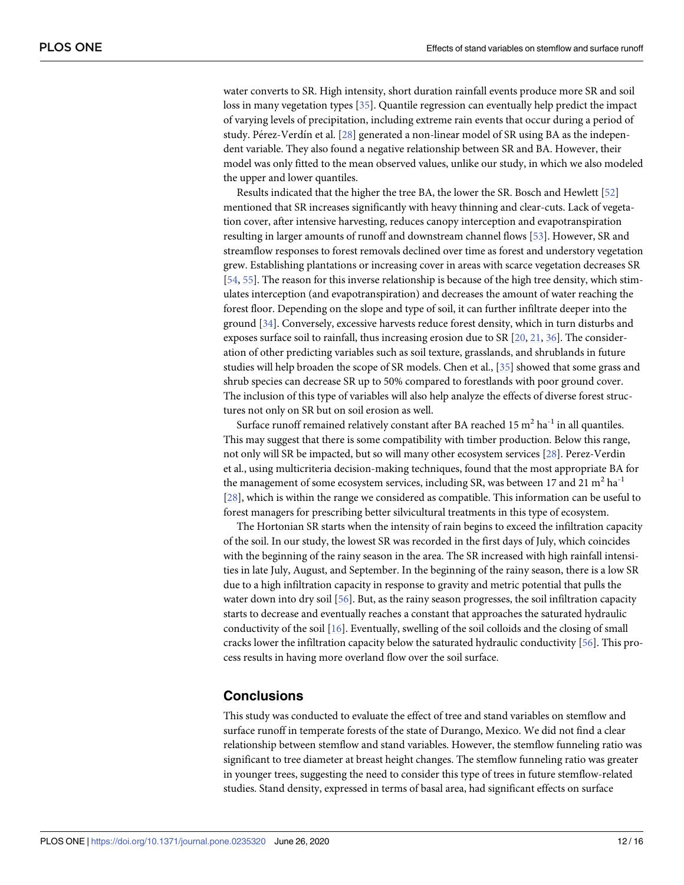water converts to SR. High intensity, short duration rainfall events produce more SR and soil loss in many vegetation types [35]. Quantile regression can eventually help predict the impact of varying levels of precipitation, including extreme rain events that occur during a period of study. Pérez-Verdín et al. [28] generated a non-linear model of SR using BA as the independent variable. They also found a negative relationship between SR and BA. However, their model was only fitted to the mean observed values, unlike our study, in which we also modeled the upper and lower quantiles.

Results indicated that the higher the tree BA, the lower the SR. Bosch and Hewlett [52] mentioned that SR increases significantly with heavy thinning and clear-cuts. Lack of vegetation cover, after intensive harvesting, reduces canopy interception and evapotranspiration resulting in larger amounts of runoff and downstream channel flows [53]. However, SR and streamflow responses to forest removals declined over time as forest and understory vegetation grew. Establishing plantations or increasing cover in areas with scarce vegetation decreases SR [54, 55]. The reason for this inverse relationship is because of the high tree density, which stimulates interception (and evapotranspiration) and decreases the amount of water reaching the forest floor. Depending on the slope and type of soil, it can further infiltrate deeper into the ground [34]. Conversely, excessive harvests reduce forest density, which in turn disturbs and exposes surface soil to rainfall, thus increasing erosion due to SR [20, 21, 36]. The consideration of other predicting variables such as soil texture, grasslands, and shrublands in future studies will help broaden the scope of SR models. Chen et al., [35] showed that some grass and shrub species can decrease SR up to 50% compared to forestlands with poor ground cover. The inclusion of this type of variables will also help analyze the effects of diverse forest structures not only on SR but on soil erosion as well.

Surface runoff remained relatively constant after BA reached 15 $m^2$ $ha^{-1}$ in all quantiles. This may suggest that there is some compatibility with timber production. Below this range, not only will SR be impacted, but so will many other ecosystem services [28]. Perez-Verdin et al., using multicriteria decision-making techniques, found that the most appropriate BA for the management of some ecosystem services, including SR, was between 17 and 21 $m^2$ $ha^{-1}$ [28], which is within the range we considered as compatible. This information can be useful to forest managers for prescribing better silvicultural treatments in this type of ecosystem.

The Hortonian SR starts when the intensity of rain begins to exceed the infiltration capacity of the soil. In our study, the lowest SR was recorded in the first days of July, which coincides with the beginning of the rainy season in the area. The SR increased with high rainfall intensities in late July, August, and September. In the beginning of the rainy season, there is a low SR due to a high infiltration capacity in response to gravity and metric potential that pulls the water down into dry soil [56]. But, as the rainy season progresses, the soil infiltration capacity starts to decrease and eventually reaches a constant that approaches the saturated hydraulic conductivity of the soil [16]. Eventually, swelling of the soil colloids and the closing of small cracks lower the infiltration capacity below the saturated hydraulic conductivity [56]. This process results in having more overland flow over the soil surface.

## Conclusions

This study was conducted to evaluate the effect of tree and stand variables on stemflow and surface runoff in temperate forests of the state of Durango, Mexico. We did not find a clear relationship between stemflow and stand variables. However, the stemflow funneling ratio was significant to tree diameter at breast height changes. The stemflow funneling ratio was greater in younger trees, suggesting the need to consider this type of trees in future stemflow-related studies. Stand density, expressed in terms of basal area, had significant effects on surface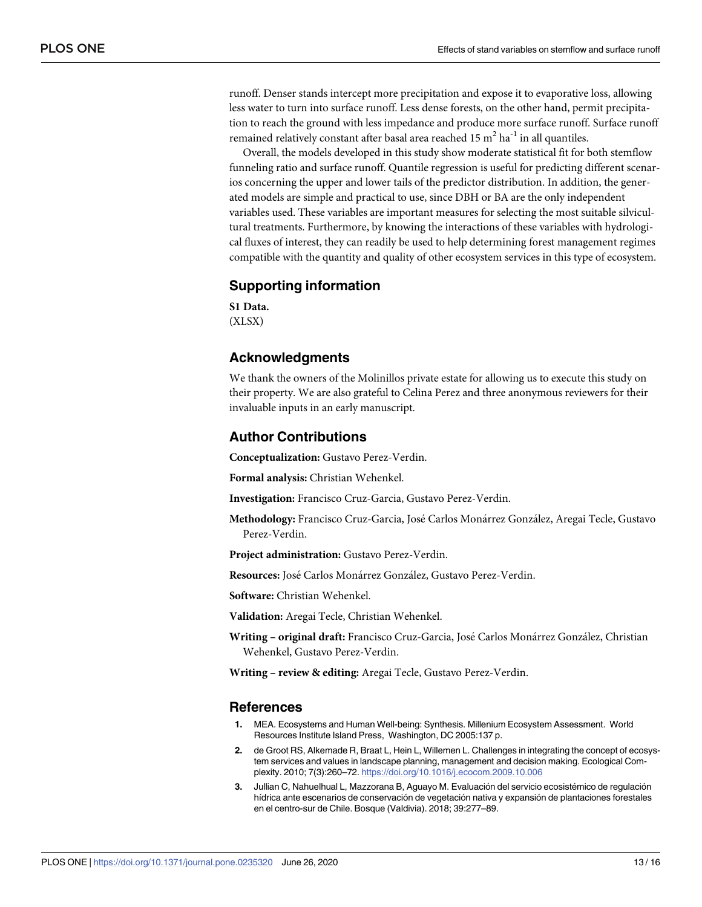runoff. Denser stands intercept more precipitation and expose it to evaporative loss, allowing less water to turn into surface runoff. Less dense forests, on the other hand, permit precipitation to reach the ground with less impedance and produce more surface runoff. Surface runoff remained relatively constant after basal area reached 15 $m^2$ $ha^{-1}$ in all quantiles.

Overall, the models developed in this study show moderate statistical fit for both stemflow funneling ratio and surface runoff. Quantile regression is useful for predicting different scenarios concerning the upper and lower tails of the predictor distribution. In addition, the generated models are simple and practical to use, since DBH or BA are the only independent variables used. These variables are important measures for selecting the most suitable silvicultural treatments. Furthermore, by knowing the interactions of these variables with hydrological fluxes of interest, they can readily be used to help determining forest management regimes compatible with the quantity and quality of other ecosystem services in this type of ecosystem.

## Supporting information

**S1 Data.**
(XLSX)

## Acknowledgments

We thank the owners of the Molinillos private estate for allowing us to execute this study on their property. We are also grateful to Celina Perez and three anonymous reviewers for their invaluable inputs in an early manuscript.

## Author Contributions

**Conceptualization:** Gustavo Perez-Verdin.

**Formal analysis:** Christian Wehenkel.

**Investigation:** Francisco Cruz-Garcia, Gustavo Perez-Verdin.

**Methodology:** Francisco Cruz-Garcia, José Carlos Monárrez González, Aregai Tecle, Gustavo Perez-Verdin.

**Project administration:** Gustavo Perez-Verdin.

**Resources:** José Carlos Monárrez González, Gustavo Perez-Verdin.

**Software:** Christian Wehenkel.

**Validation:** Aregai Tecle, Christian Wehenkel.

**Writing – original draft:** Francisco Cruz-Garcia, José Carlos Monárrez González, Christian Wehenkel, Gustavo Perez-Verdin.

**Writing – review & editing:** Aregai Tecle, Gustavo Perez-Verdin.

## References

1. MEA. Ecosystems and Human Well-being: Synthesis. Millenium Ecosystem Assessment. World Resources Institute Island Press, Washington, DC 2005:137 p.
2. de Groot RS, Alkemade R, Braat L, Hein L, Willemen L. Challenges in integrating the concept of ecosystem services and values in landscape planning, management and decision making. Ecological Complexity. 2010; 7(3):260–72. https://doi.org/10.1016/j.ecocom.2009.10.006
3. Jullian C, Nahuelhual L, Mazzorana B, Aguayo M. Evaluación del servicio ecosistémico de regulación hídrica ante escenarios de conservación de vegetación nativa y expansión de plantaciones forestales en el centro-sur de Chile. Bosque (Valdivia). 2018; 39:277–89.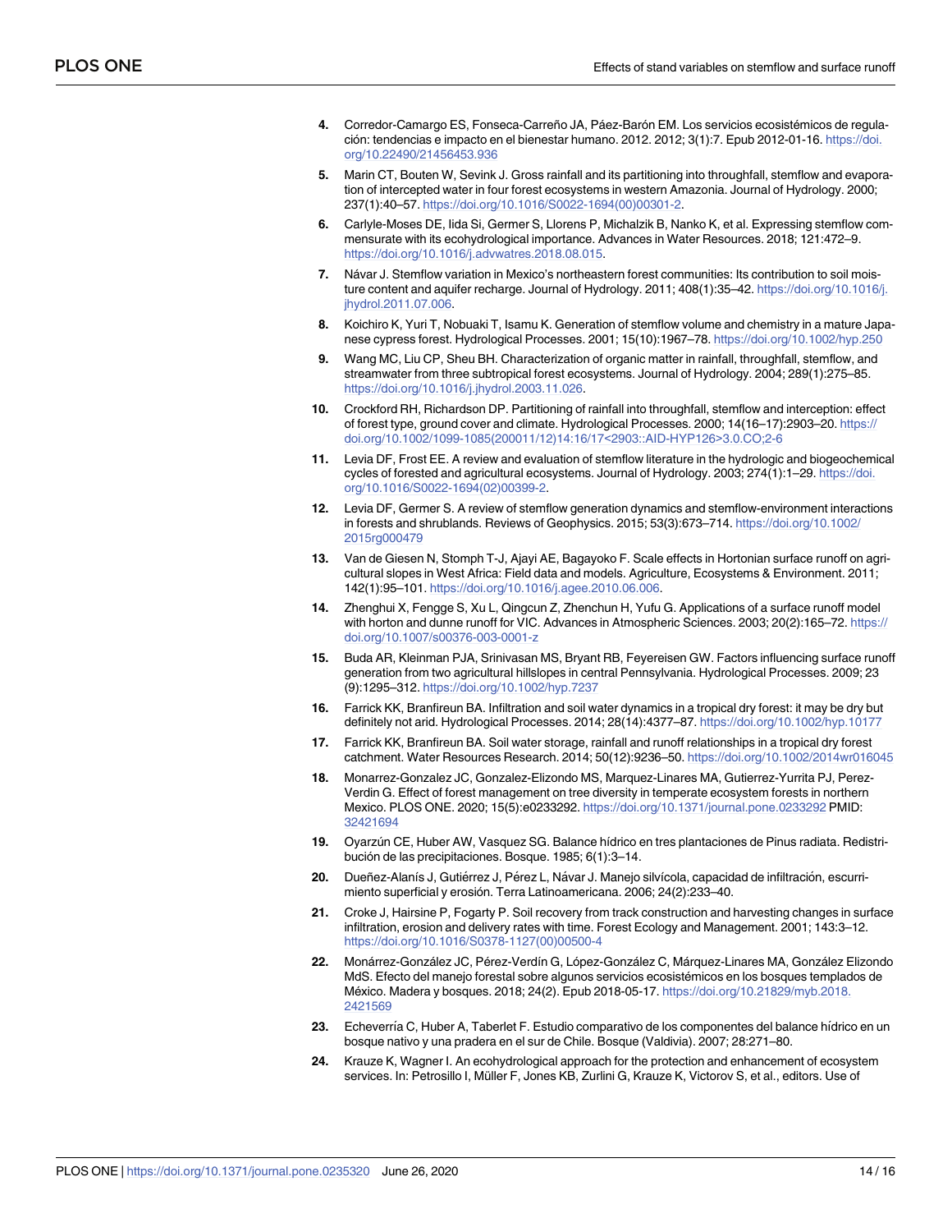4. Corredor-Camargo ES, Fonseca-Carreño JA, Páez-Barón EM. Los servicios ecosistémicos de regulación: tendencias e impacto en el bienestar humano. 2012. 2012; 3(1):7. Epub 2012-01-16. https://doi.org/10.22490/21456453.936
5. Marin CT, Bouten W, Sevink J. Gross rainfall and its partitioning into throughfall, stemflow and evaporation of intercepted water in four forest ecosystems in western Amazonia. Journal of Hydrology. 2000; 237(1):40–57. https://doi.org/10.1016/S0022-1694(00)00301-2.
6. Carlyle-Moses DE, Iida Si, Germer S, Llorens P, Michalzik B, Nanko K, et al. Expressing stemflow commensurate with its ecohydrological importance. Advances in Water Resources. 2018; 121:472–9. https://doi.org/10.1016/j.advwatres.2018.08.015.
7. Návar J. Stemflow variation in Mexico's northeastern forest communities: Its contribution to soil moisture content and aquifer recharge. Journal of Hydrology. 2011; 408(1):35–42. https://doi.org/10.1016/j.jhydrol.2011.07.006.
8. Koichiro K, Yuri T, Nobuaki T, Isamu K. Generation of stemflow volume and chemistry in a mature Japanese cypress forest. Hydrological Processes. 2001; 15(10):1967–78. https://doi.org/10.1002/hyp.250
9. Wang MC, Liu CP, Sheu BH. Characterization of organic matter in rainfall, throughfall, stemflow, and streamwater from three subtropical forest ecosystems. Journal of Hydrology. 2004; 289(1):275–85. https://doi.org/10.1016/j.jhydrol.2003.11.026.
10. Crockford RH, Richardson DP. Partitioning of rainfall into throughfall, stemflow and interception: effect of forest type, ground cover and climate. Hydrological Processes. 2000; 14(16–17):2903–20. https://doi.org/10.1002/1099-1085(200011/12)14:16/17<2903::AID-HYP126>3.0.CO;2-6
11. Levia DF, Frost EE. A review and evaluation of stemflow literature in the hydrologic and biogeochemical cycles of forested and agricultural ecosystems. Journal of Hydrology. 2003; 274(1):1–29. https://doi.org/10.1016/S0022-1694(02)00399-2.
12. Levia DF, Germer S. A review of stemflow generation dynamics and stemflow-environment interactions in forests and shrublands. Reviews of Geophysics. 2015; 53(3):673–714. https://doi.org/10.1002/2015rg000479
13. Van de Giesen N, Stomph T-J, Ajayi AE, Bagayoko F. Scale effects in Hortonian surface runoff on agricultural slopes in West Africa: Field data and models. Agriculture, Ecosystems & Environment. 2011; 142(1):95–101. https://doi.org/10.1016/j.agee.2010.06.006.
14. Zhenghui X, Fengge S, Xu L, Qingcun Z, Zhenchun H, Yufu G. Applications of a surface runoff model with horton and dunne runoff for VIC. Advances in Atmospheric Sciences. 2003; 20(2):165–72. https://doi.org/10.1007/s00376-003-0001-z
15. Buda AR, Kleinman PJA, Srinivasan MS, Bryant RB, Feyereisen GW. Factors influencing surface runoff generation from two agricultural hillslopes in central Pennsylvania. Hydrological Processes. 2009; 23(9):1295–312. https://doi.org/10.1002/hyp.7237
16. Farrick KK, Branfireun BA. Infiltration and soil water dynamics in a tropical dry forest: it may be dry but definitely not arid. Hydrological Processes. 2014; 28(14):4377–87. https://doi.org/10.1002/hyp.10177
17. Farrick KK, Branfireun BA. Soil water storage, rainfall and runoff relationships in a tropical dry forest catchment. Water Resources Research. 2014; 50(12):9236–50. https://doi.org/10.1002/2014wr016045
18. Monarrez-Gonzalez JC, Gonzalez-Elizondo MS, Marquez-Linares MA, Gutierrez-Yurrita PJ, Perez-Verdin G. Effect of forest management on tree diversity in temperate ecosystem forests in northern Mexico. PLOS ONE. 2020; 15(5):e0233292. https://doi.org/10.1371/journal.pone.0233292 PMID: 32421694
19. Oyarzún CE, Huber AW, Vasquez SG. Balance hídrico en tres plantaciones de Pinus radiata. Redistribución de las precipitaciones. Bosque. 1985; 6(1):3–14.
20. Dueñez-Alanís J, Gutiérrez J, Pérez L, Návar J. Manejo silvícola, capacidad de infiltración, escurrimiento superficial y erosión. Terra Latinoamericana. 2006; 24(2):233–40.
21. Croke J, Hairsine P, Fogarty P. Soil recovery from track construction and harvesting changes in surface infiltration, erosion and delivery rates with time. Forest Ecology and Management. 2001; 143:3–12. https://doi.org/10.1016/S0378-1127(00)00500-4
22. Monárrez-González JC, Pérez-Verdín G, López-González C, Márquez-Linares MA, González Elizondo MdS. Efecto del manejo forestal sobre algunos servicios ecosistémicos en los bosques templados de México. Madera y bosques. 2018; 24(2). Epub 2018-05-17. https://doi.org/10.21829/myb.2018.2421569
23. Echeverría C, Huber A, Taberlet F. Estudio comparativo de los componentes del balance hídrico en un bosque nativo y una pradera en el sur de Chile. Bosque (Valdivia). 2007; 28:271–80.
24. Krauze K, Wagner I. An ecohydrological approach for the protection and enhancement of ecosystem services. In: Petrosillo I, Müller F, Jones KB, Zurlini G, Krauze K, Victorov S, et al., editors. Use of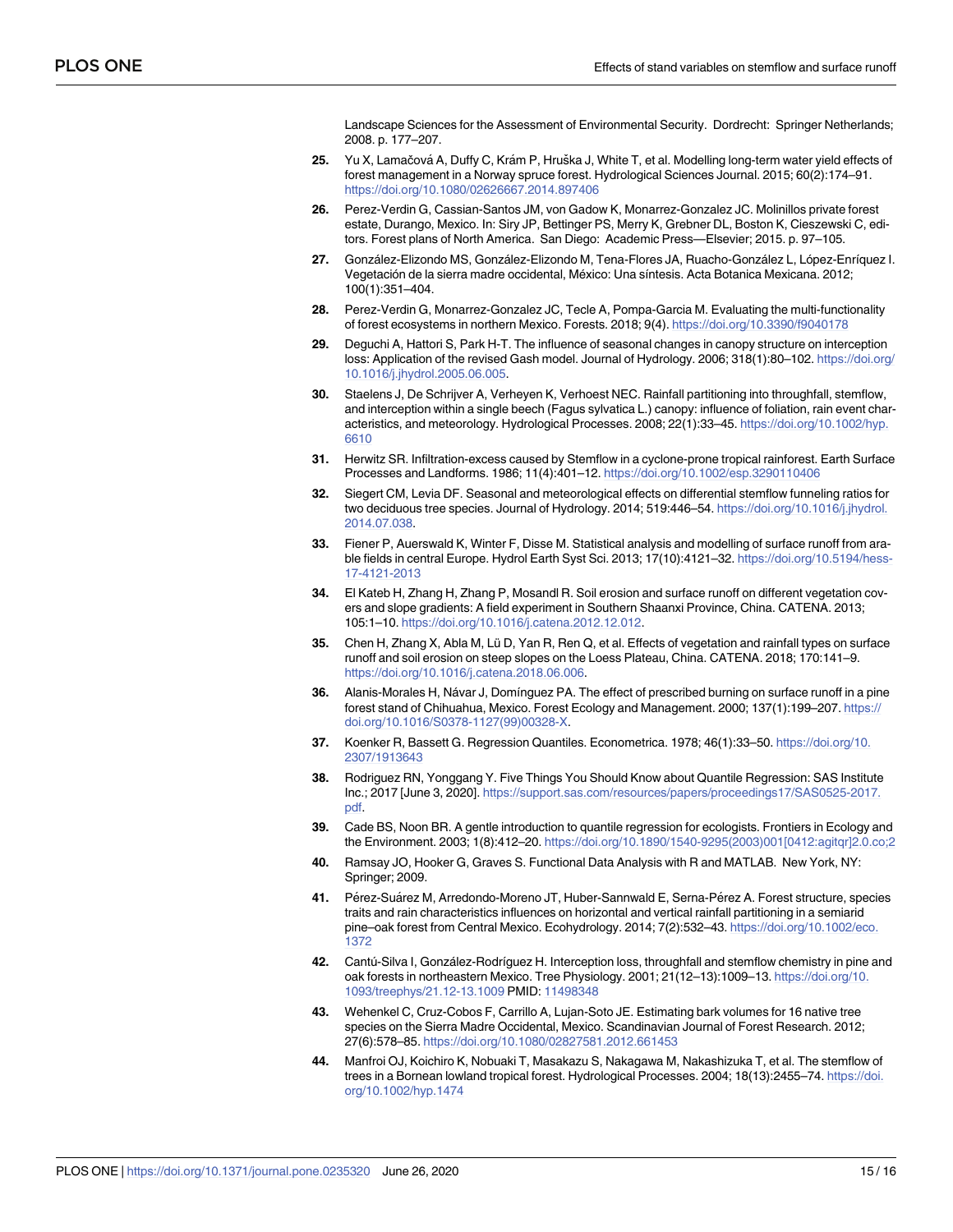Landscape Sciences for the Assessment of Environmental Security. Dordrecht: Springer Netherlands; 2008. p. 177–207.

25. Yu X, Lamačová A, Duffy C, Krám P, Hruška J, White T, et al. Modelling long-term water yield effects of forest management in a Norway spruce forest. Hydrological Sciences Journal. 2015; 60(2):174–91. https://doi.org/10.1080/02626667.2014.897406

26. Perez-Verdin G, Cassian-Santos JM, von Gadow K, Monarrez-Gonzalez JC. Molinillos private forest estate, Durango, Mexico. In: Siry JP, Bettinger PS, Merry K, Grebner DL, Boston K, Cieszewski C, editors. Forest plans of North America. San Diego: Academic Press—Elsevier; 2015. p. 97–105.

27. González-Elizondo MS, González-Elizondo M, Tena-Flores JA, Ruacho-González L, López-Enríquez I. Vegetación de la sierra madre occidental, México: Una síntesis. Acta Botanica Mexicana. 2012; 100(1):351–404.

28. Perez-Verdin G, Monarrez-Gonzalez JC, Tecle A, Pompa-Garcia M. Evaluating the multi-functionality of forest ecosystems in northern Mexico. Forests. 2018; 9(4). https://doi.org/10.3390/f9040178

29. Deguchi A, Hattori S, Park H-T. The influence of seasonal changes in canopy structure on interception loss: Application of the revised Gash model. Journal of Hydrology. 2006; 318(1):80–102. https://doi.org/10.1016/j.jhydrol.2005.06.005.

30. Staelens J, De Schrijver A, Verheyen K, Verhoest NEC. Rainfall partitioning into throughfall, stemflow, and interception within a single beech (Fagus sylvatica L.) canopy: influence of foliation, rain event characteristics, and meteorology. Hydrological Processes. 2008; 22(1):33–45. https://doi.org/10.1002/hyp.6610

31. Herwitz SR. Infiltration-excess caused by Stemflow in a cyclone-prone tropical rainforest. Earth Surface Processes and Landforms. 1986; 11(4):401–12. https://doi.org/10.1002/esp.3290110406

32. Siegert CM, Levia DF. Seasonal and meteorological effects on differential stemflow funneling ratios for two deciduous tree species. Journal of Hydrology. 2014; 519:446–54. https://doi.org/10.1016/j.jhydrol.2014.07.038.

33. Fiener P, Auerswald K, Winter F, Disse M. Statistical analysis and modelling of surface runoff from arable fields in central Europe. Hydrol Earth Syst Sci. 2013; 17(10):4121–32. https://doi.org/10.5194/hess-17-4121-2013

34. El Kateb H, Zhang H, Zhang P, Mosandl R. Soil erosion and surface runoff on different vegetation covers and slope gradients: A field experiment in Southern Shaanxi Province, China. CATENA. 2013; 105:1–10. https://doi.org/10.1016/j.catena.2012.12.012.

35. Chen H, Zhang X, Abla M, Lü D, Yan R, Ren Q, et al. Effects of vegetation and rainfall types on surface runoff and soil erosion on steep slopes on the Loess Plateau, China. CATENA. 2018; 170:141–9. https://doi.org/10.1016/j.catena.2018.06.006.

36. Alanis-Morales H, Návar J, Domínguez PA. The effect of prescribed burning on surface runoff in a pine forest stand of Chihuahua, Mexico. Forest Ecology and Management. 2000; 137(1):199–207. https://doi.org/10.1016/S0378-1127(99)00328-X.

37. Koenker R, Bassett G. Regression Quantiles. Econometrica. 1978; 46(1):33–50. https://doi.org/10.2307/1913643

38. Rodriguez RN, Yonggang Y. Five Things You Should Know about Quantile Regression: SAS Institute Inc.; 2017 [June 3, 2020]. https://support.sas.com/resources/papers/proceedings17/SAS0525-2017.pdf.

39. Cade BS, Noon BR. A gentle introduction to quantile regression for ecologists. Frontiers in Ecology and the Environment. 2003; 1(8):412–20. https://doi.org/10.1890/1540-9295(2003)001[0412:agitqr]2.0.co;2

40. Ramsay JO, Hooker G, Graves S. Functional Data Analysis with R and MATLAB. New York, NY: Springer; 2009.

41. Pérez-Suárez M, Arredondo-Moreno JT, Huber-Sannwald E, Serna-Pérez A. Forest structure, species traits and rain characteristics influences on horizontal and vertical rainfall partitioning in a semiarid pine–oak forest from Central Mexico. Ecohydrology. 2014; 7(2):532–43. https://doi.org/10.1002/eco.1372

42. Cantú-Silva I, González-Rodríguez H. Interception loss, throughfall and stemflow chemistry in pine and oak forests in northeastern Mexico. Tree Physiology. 2001; 21(12–13):1009–13. https://doi.org/10.1093/treephys/21.12-13.1009 PMID: 11498348

43. Wehenkel C, Cruz-Cobos F, Carrillo A, Lujan-Soto JE. Estimating bark volumes for 16 native tree species on the Sierra Madre Occidental, Mexico. Scandinavian Journal of Forest Research. 2012; 27(6):578–85. https://doi.org/10.1080/02827581.2012.661453

44. Manfroi OJ, Koichiro K, Nobuaki T, Masakazu S, Nakagawa M, Nakashizuka T, et al. The stemflow of trees in a Bornean lowland tropical forest. Hydrological Processes. 2004; 18(13):2455–74. https://doi.org/10.1002/hyp.1474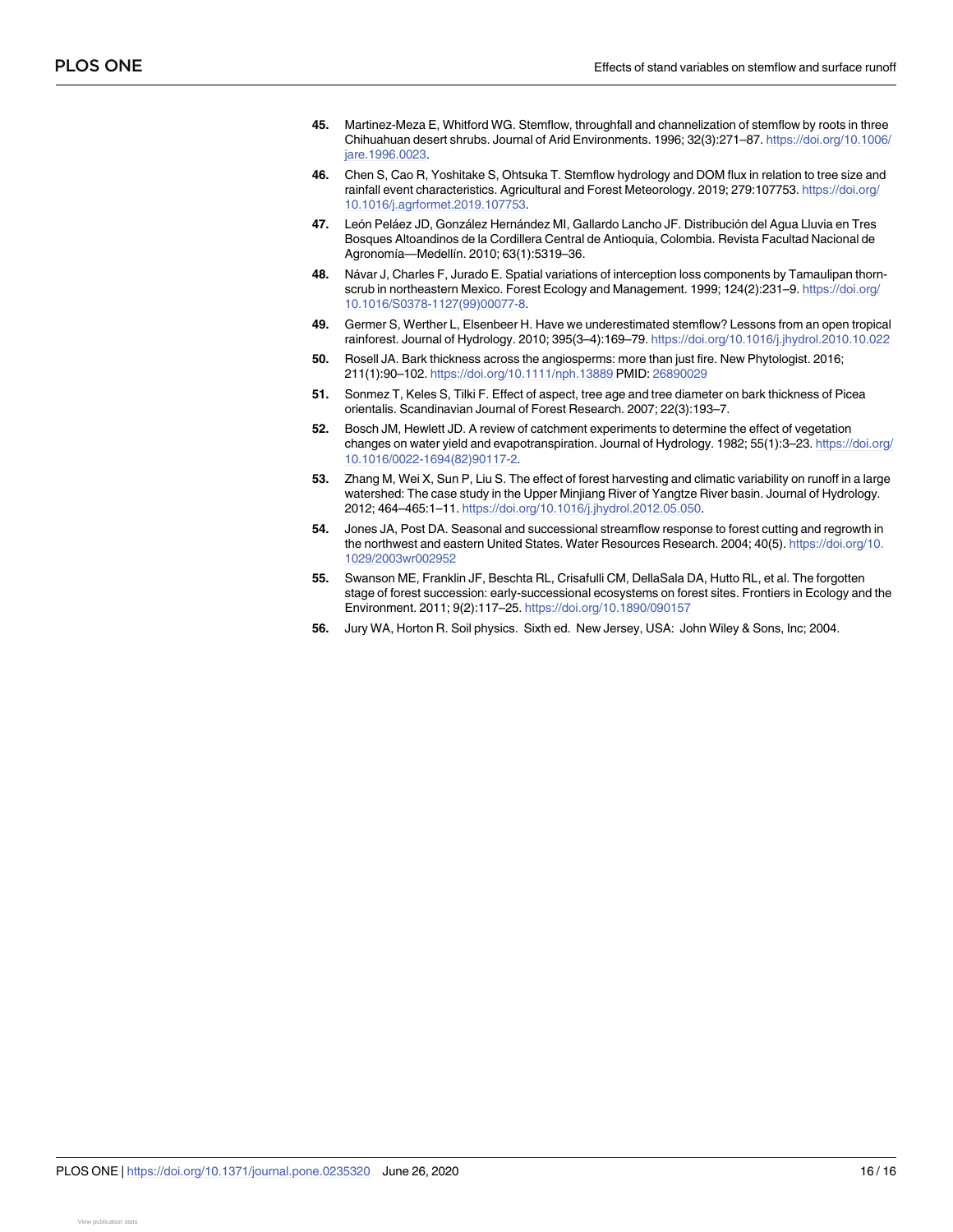45. Martinez-Meza E, Whitford WG. Stemflow, throughfall and channelization of stemflow by roots in three Chihuahuan desert shrubs. Journal of Arid Environments. 1996; 32(3):271–87. https://doi.org/10.1006/jare.1996.0023.

46. Chen S, Cao R, Yoshitake S, Ohtsuka T. Stemflow hydrology and DOM flux in relation to tree size and rainfall event characteristics. Agricultural and Forest Meteorology. 2019; 279:107753. https://doi.org/10.1016/j.agrformet.2019.107753.

47. León Peláez JD, González Hernández MI, Gallardo Lancho JF. Distribución del Agua Lluvia en Tres Bosques Altoandinos de la Cordillera Central de Antioquia, Colombia. Revista Facultad Nacional de Agronomía—Medellín. 2010; 63(1):5319–36.

48. Návar J, Charles F, Jurado E. Spatial variations of interception loss components by Tamaulipan thorn-scrub in northeastern Mexico. Forest Ecology and Management. 1999; 124(2):231–9. https://doi.org/10.1016/S0378-1127(99)00077-8.

49. Germer S, Werther L, Elsenbeer H. Have we underestimated stemflow? Lessons from an open tropical rainforest. Journal of Hydrology. 2010; 395(3–4):169–79. https://doi.org/10.1016/j.jhydrol.2010.10.022

50. Rosell JA. Bark thickness across the angiosperms: more than just fire. New Phytologist. 2016; 211(1):90–102. https://doi.org/10.1111/nph.13889 PMID: 26890029

51. Sonmez T, Keles S, Tilki F. Effect of aspect, tree age and tree diameter on bark thickness of Picea orientalis. Scandinavian Journal of Forest Research. 2007; 22(3):193–7.

52. Bosch JM, Hewlett JD. A review of catchment experiments to determine the effect of vegetation changes on water yield and evapotranspiration. Journal of Hydrology. 1982; 55(1):3–23. https://doi.org/10.1016/0022-1694(82)90117-2.

53. Zhang M, Wei X, Sun P, Liu S. The effect of forest harvesting and climatic variability on runoff in a large watershed: The case study in the Upper Minjiang River of Yangtze River basin. Journal of Hydrology. 2012; 464–465:1–11. https://doi.org/10.1016/j.jhydrol.2012.05.050.

54. Jones JA, Post DA. Seasonal and successional streamflow response to forest cutting and regrowth in the northwest and eastern United States. Water Resources Research. 2004; 40(5). https://doi.org/10.1029/2003wr002952

55. Swanson ME, Franklin JF, Beschta RL, Crisafulli CM, DellaSala DA, Hutto RL, et al. The forgotten stage of forest succession: early-successional ecosystems on forest sites. Frontiers in Ecology and the Environment. 2011; 9(2):117–25. https://doi.org/10.1890/090157

56. Jury WA, Horton R. Soil physics. Sixth ed. New Jersey, USA: John Wiley & Sons, Inc; 2004.